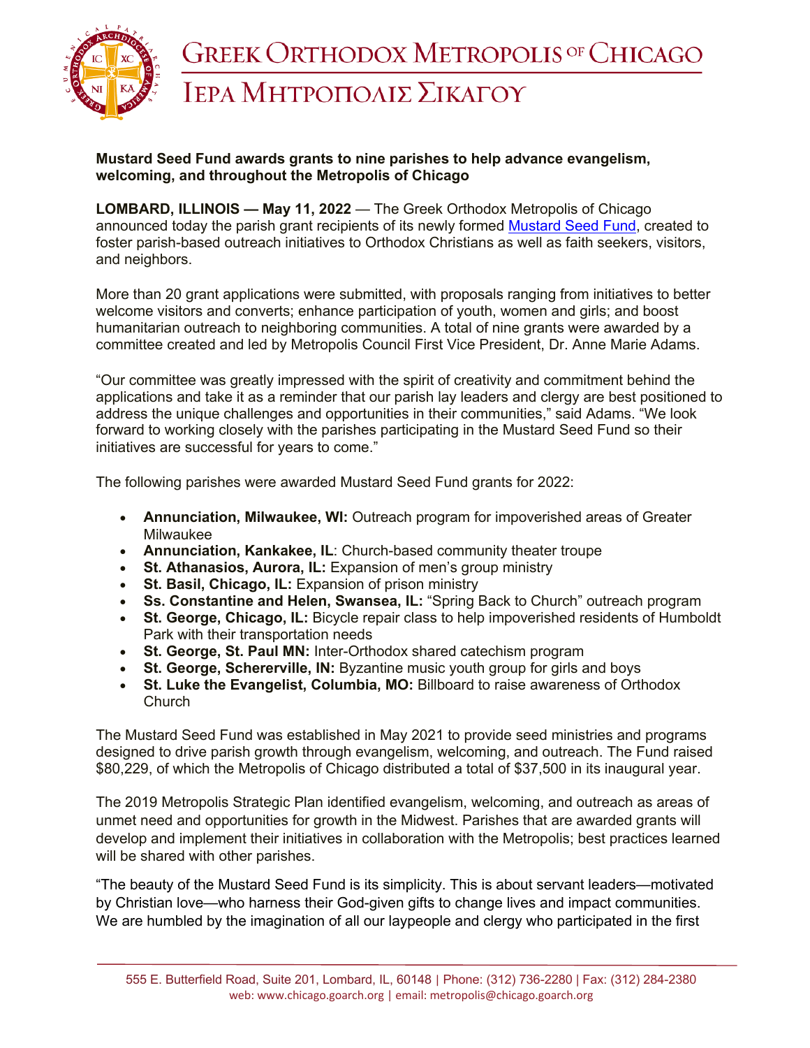# Greek Orthodox Metropolis of Chicago

# Ιερα Μητροπολισ Σικαγου

**Mustard Seed Fund awards grants to nine parishes to help advance evangelism, welcoming, and throughout the Metropolis of Chicago**

**LOMBARD, ILLINOIS — May 11, 2022** — The Greek Orthodox Metropolis of Chicago announced today the parish grant recipients of its newly formed Mustard Seed Fund, created to foster parish-based outreach initiatives to Orthodox Christians as well as faith seekers, visitors, and neighbors.

More than 20 grant applications were submitted, with proposals ranging from initiatives to better welcome visitors and converts; enhance participation of youth, women and girls; and boost humanitarian outreach to neighboring communities. A total of nine grants were awarded by a committee created and led by Metropolis Council First Vice President, Dr. Anne Marie Adams.

"Our committee was greatly impressed with the spirit of creativity and commitment behind the applications and take it as a reminder that our parish lay leaders and clergy are best positioned to address the unique challenges and opportunities in their communities," said Adams. "We look forward to working closely with the parishes participating in the Mustard Seed Fund so their initiatives are successful for years to come."

The following parishes were awarded Mustard Seed Fund grants for 2022:

- **Annunciation, Milwaukee, WI:** Outreach program for impoverished areas of Greater Milwaukee
- **Annunciation, Kankakee, IL**: Church-based community theater troupe
- **St. Athanasios, Aurora, IL:** Expansion of men's group ministry
- **St. Basil, Chicago, IL:** Expansion of prison ministry
- **Ss. Constantine and Helen, Swansea, IL:** "Spring Back to Church" outreach program
- **St. George, Chicago, IL:** Bicycle repair class to help impoverished residents of Humboldt Park with their transportation needs
- **St. George, St. Paul MN:** Inter-Orthodox shared catechism program
- **St. George, Schererville, IN:** Byzantine music youth group for girls and boys
- **St. Luke the Evangelist, Columbia, MO:** Billboard to raise awareness of Orthodox Church

The Mustard Seed Fund was established in May 2021 to provide seed ministries and programs designed to drive parish growth through evangelism, welcoming, and outreach. The Fund raised $80,229, of which the Metropolis of Chicago distributed a total of $37,500 in its inaugural year.

The 2019 Metropolis Strategic Plan identified evangelism, welcoming, and outreach as areas of unmet need and opportunities for growth in the Midwest. Parishes that are awarded grants will develop and implement their initiatives in collaboration with the Metropolis; best practices learned will be shared with other parishes.

"The beauty of the Mustard Seed Fund is its simplicity. This is about servant leaders—motivated by Christian love—who harness their God-given gifts to change lives and impact communities. We are humbled by the imagination of all our laypeople and clergy who participated in the first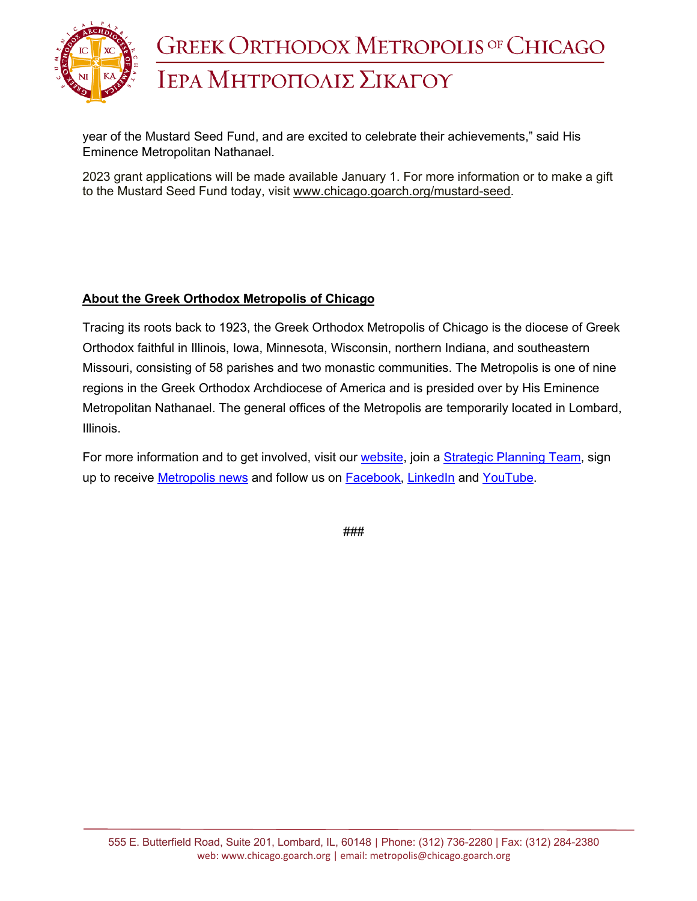year of the Mustard Seed Fund, and are excited to celebrate their achievements," said His Eminence Metropolitan Nathanael.

2023 grant applications will be made available January 1. For more information or to make a gift to the Mustard Seed Fund today, visit www.chicago.goarch.org/mustard-seed.

**About the Greek Orthodox Metropolis of Chicago**

Tracing its roots back to 1923, the Greek Orthodox Metropolis of Chicago is the diocese of Greek Orthodox faithful in Illinois, Iowa, Minnesota, Wisconsin, northern Indiana, and southeastern Missouri, consisting of 58 parishes and two monastic communities. The Metropolis is one of nine regions in the Greek Orthodox Archdiocese of America and is presided over by His Eminence Metropolitan Nathanael. The general offices of the Metropolis are temporarily located in Lombard, Illinois.

For more information and to get involved, visit our website, join a Strategic Planning Team, sign up to receive Metropolis news and follow us on Facebook, LinkedIn and YouTube.

###